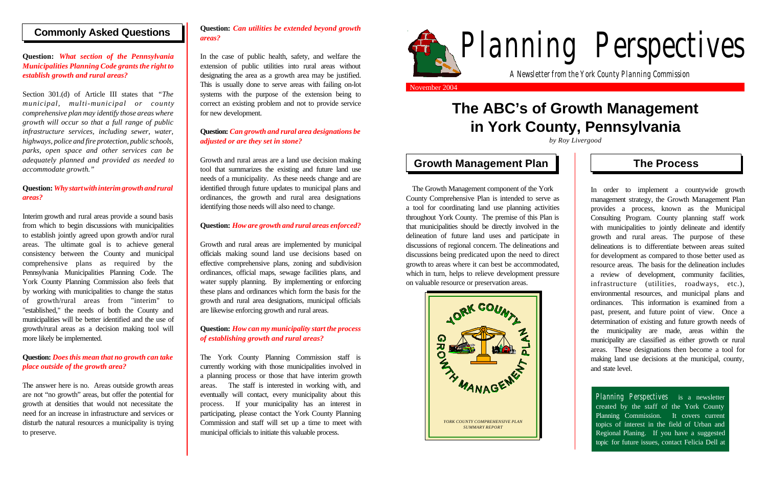# Planning Perspectives

*A Newsletter from the York County Planning Commission*

November 2004

# The ABC's of Growth Management in York County, Pennsylvania

*by Roy Livergood*

## Growth Management Plan

The Growth Management component of the York County Comprehensive Plan is intended to serve as a tool for coordinating land use planning activities throughout York County. The premise of this Plan is that municipalities should be directly involved in the delineation of future land uses and participate in discussions of regional concern. The delineations and discussions being predicated upon the need to direct growth to areas where it can best be accommodated, which in turn, helps to relieve development pressure on valuable resource or preservation areas.

YORK COUNTY GROWTH MANAGEMENT PLAN

*YORK COUNTY COMPREHENSIVE PLAN SUMMARY REPORT*

## The Process

In order to implement a countywide growth management strategy, the Growth Management Plan provides a process, known as the Municipal Consulting Program. County planning staff work with municipalities to jointly delineate and identify growth and rural areas. The purpose of these delineations is to differentiate between areas suited for development as compared to those better used as resource areas. The basis for the delineation includes a review of development, community facilities, infrastructure (utilities, roadways, etc.), environmental resources, and municipal plans and ordinances. This information is examined from a past, present, and future point of view. Once a determination of existing and future growth needs of the municipality are made, areas within the municipality are classified as either growth or rural areas. These designations then become a tool for making land use decisions at the municipal, county, and state level.

*Planning Perspectives* is a newsletter created by the staff of the York County Planning Commission. It covers current topics of interest in the field of Urban and Regional Planing. If you have a suggested topic for future issues, contact Felicia Dell at

## Commonly Asked Questions

**Question:** ***What section of the Pennsylvania Municipalities Planning Code grants the right to establish growth and rural areas?***

Section 301.(d) of Article III states that *"The municipal, multi-municipal or county comprehensive plan may identify those areas where growth will occur so that a full range of public infrastructure services, including sewer, water, highways, police and fire protection, public schools, parks, open space and other services can be adequately planned and provided as needed to accommodate growth."*

**Question:** ***Why start with interim growth and rural areas?***

Interim growth and rural areas provide a sound basis from which to begin discussions with municipalities to establish jointly agreed upon growth and/or rural areas. The ultimate goal is to achieve general consistency between the County and municipal comprehensive plans as required by the Pennsylvania Municipalities Planning Code. The York County Planning Commission also feels that by working with municipalities to change the status of growth/rural areas from "interim" to "established," the needs of both the County and municipalities will be better identified and the use of growth/rural areas as a decision making tool will more likely be implemented.

**Question:** ***Does this mean that no growth can take place outside of the growth area?***

The answer here is no. Areas outside growth areas are not "no growth" areas, but offer the potential for growth at densities that would not necessitate the need for an increase in infrastructure and services or disturb the natural resources a municipality is trying to preserve.

**Question:** ***Can utilities be extended beyond growth areas?***

In the case of public health, safety, and welfare the extension of public utilities into rural areas without designating the area as a growth area may be justified. This is usually done to serve areas with failing on-lot systems with the purpose of the extension being to correct an existing problem and not to provide service for new development.

**Question:** ***Can growth and rural area designations be adjusted or are they set in stone?***

Growth and rural areas are a land use decision making tool that summarizes the existing and future land use needs of a municipality. As these needs change and are identified through future updates to municipal plans and ordinances, the growth and rural area designations identifying those needs will also need to change.

**Question:** ***How are growth and rural areas enforced?***

Growth and rural areas are implemented by municipal officials making sound land use decisions based on effective comprehensive plans, zoning and subdivision ordinances, official maps, sewage facilities plans, and water supply planning. By implementing or enforcing these plans and ordinances which form the basis for the growth and rural area designations, municipal officials are likewise enforcing growth and rural areas.

**Question:** ***How can my municipality start the process of establishing growth and rural areas?***

The York County Planning Commission staff is currently working with those municipalities involved in a planning process or those that have interim growth areas. The staff is interested in working with, and eventually will contact, every municipality about this process. If your municipality has an interest in participating, please contact the York County Planning Commission and staff will set up a time to meet with municipal officials to initiate this valuable process.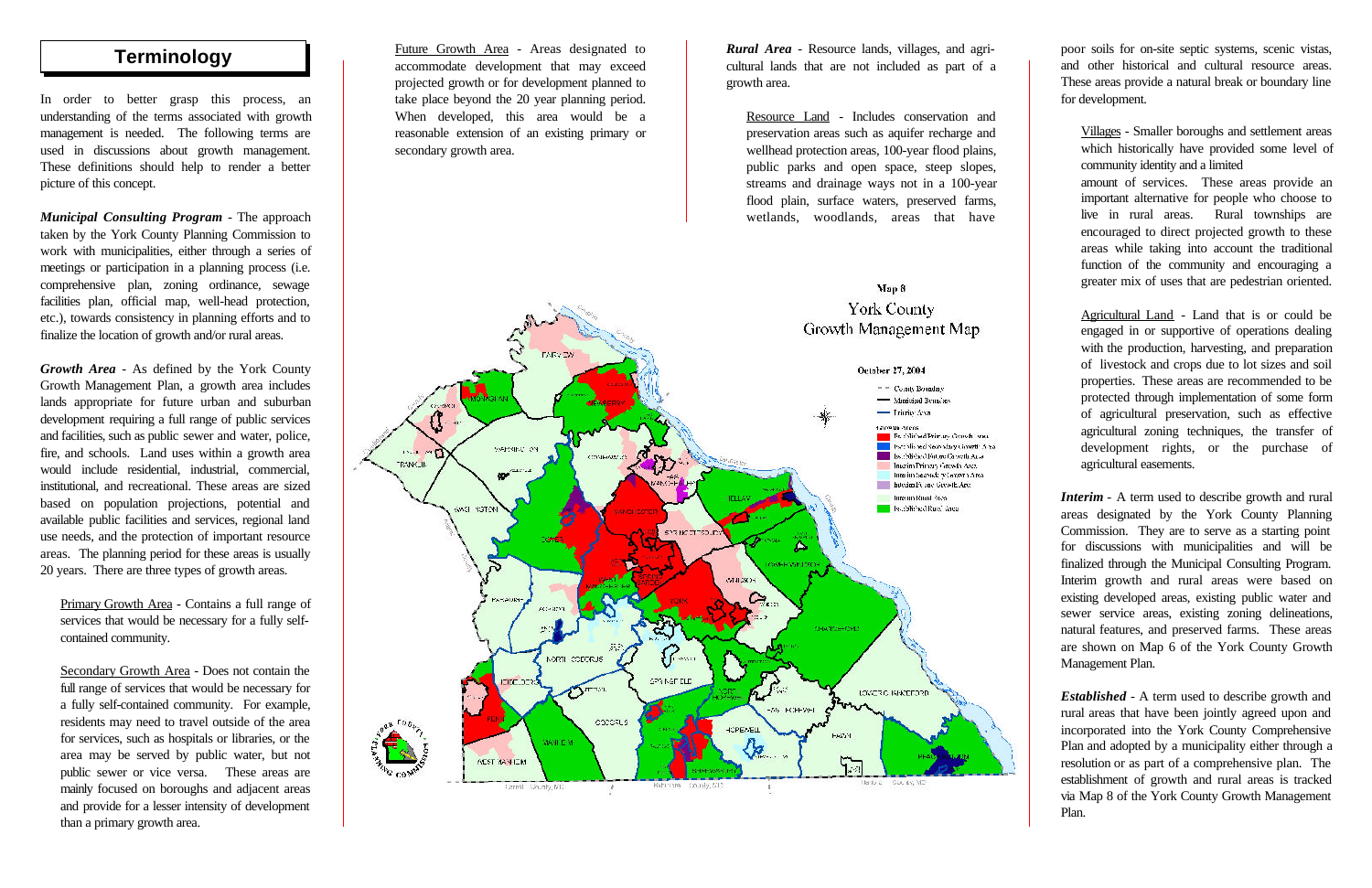## Terminology

In order to better grasp this process, an understanding of the terms associated with growth management is needed. The following terms are used in discussions about growth management. These definitions should help to render a better picture of this concept.

***Municipal Consulting Program*** - The approach taken by the York County Planning Commission to work with municipalities, either through a series of meetings or participation in a planning process (i.e. comprehensive plan, zoning ordinance, sewage facilities plan, official map, well-head protection, etc.), towards consistency in planning efforts and to finalize the location of growth and/or rural areas.

***Growth Area*** - As defined by the York County Growth Management Plan, a growth area includes lands appropriate for future urban and suburban development requiring a full range of public services and facilities, such as public sewer and water, police, fire, and schools. Land uses within a growth area would include residential, industrial, commercial, institutional, and recreational. These areas are sized based on population projections, potential and available public facilities and services, regional land use needs, and the protection of important resource areas. The planning period for these areas is usually 20 years. There are three types of growth areas.

Primary Growth Area - Contains a full range of services that would be necessary for a fully self-contained community.

Secondary Growth Area - Does not contain the full range of services that would be necessary for a fully self-contained community. For example, residents may need to travel outside of the area for services, such as hospitals or libraries, or the area may be served by public water, but not public sewer or vice versa. These areas are mainly focused on boroughs and adjacent areas and provide for a lesser intensity of development than a primary growth area.

Future Growth Area - Areas designated to accommodate development that may exceed projected growth or for development planned to take place beyond the 20 year planning period. When developed, this area would be a reasonable extension of an existing primary or secondary growth area.

***Rural Area*** - Resource lands, villages, and agricultural lands that are not included as part of a growth area.

Resource Land - Includes conservation and preservation areas such as aquifer recharge and wellhead protection areas, 100-year flood plains, public parks and open space, steep slopes, streams and drainage ways not in a 100-year flood plain, surface waters, preserved farms, wetlands, woodlands, areas that have poor soils for on-site septic systems, scenic vistas, and other historical and cultural resource areas. These areas provide a natural break or boundary line for development.

Map 8
York County
Growth Management Map

October 27, 2004

County Boundary
Municipal Boundaries
Tributary Area

Growth Areas
Established Primary Growth Area
Established Secondary Growth Area
Established Future Growth Area
Interim Primary Growth Area
Interim Secondary Growth Area
Interim Future Growth Area
Interim Rural Area
Established Rural Area

Villages - Smaller boroughs and settlement areas which historically have provided some level of community identity and a limited amount of services. These areas provide an important alternative for people who choose to live in rural areas. Rural townships are encouraged to direct projected growth to these areas while taking into account the traditional function of the community and encouraging a greater mix of uses that are pedestrian oriented.

Agricultural Land - Land that is or could be engaged in or supportive of operations dealing with the production, harvesting, and preparation of livestock and crops due to lot sizes and soil properties. These areas are recommended to be protected through implementation of some form of agricultural preservation, such as effective agricultural zoning techniques, the transfer of development rights, or the purchase of agricultural easements.

***Interim*** - A term used to describe growth and rural areas designated by the York County Planning Commission. They are to serve as a starting point for discussions with municipalities and will be finalized through the Municipal Consulting Program. Interim growth and rural areas were based on existing developed areas, existing public water and sewer service areas, existing zoning delineations, natural features, and preserved farms. These areas are shown on Map 6 of the York County Growth Management Plan.

***Established*** - A term used to describe growth and rural areas that have been jointly agreed upon and incorporated into the York County Comprehensive Plan and adopted by a municipality either through a resolution or as part of a comprehensive plan. The establishment of growth and rural areas is tracked via Map 8 of the York County Growth Management Plan.